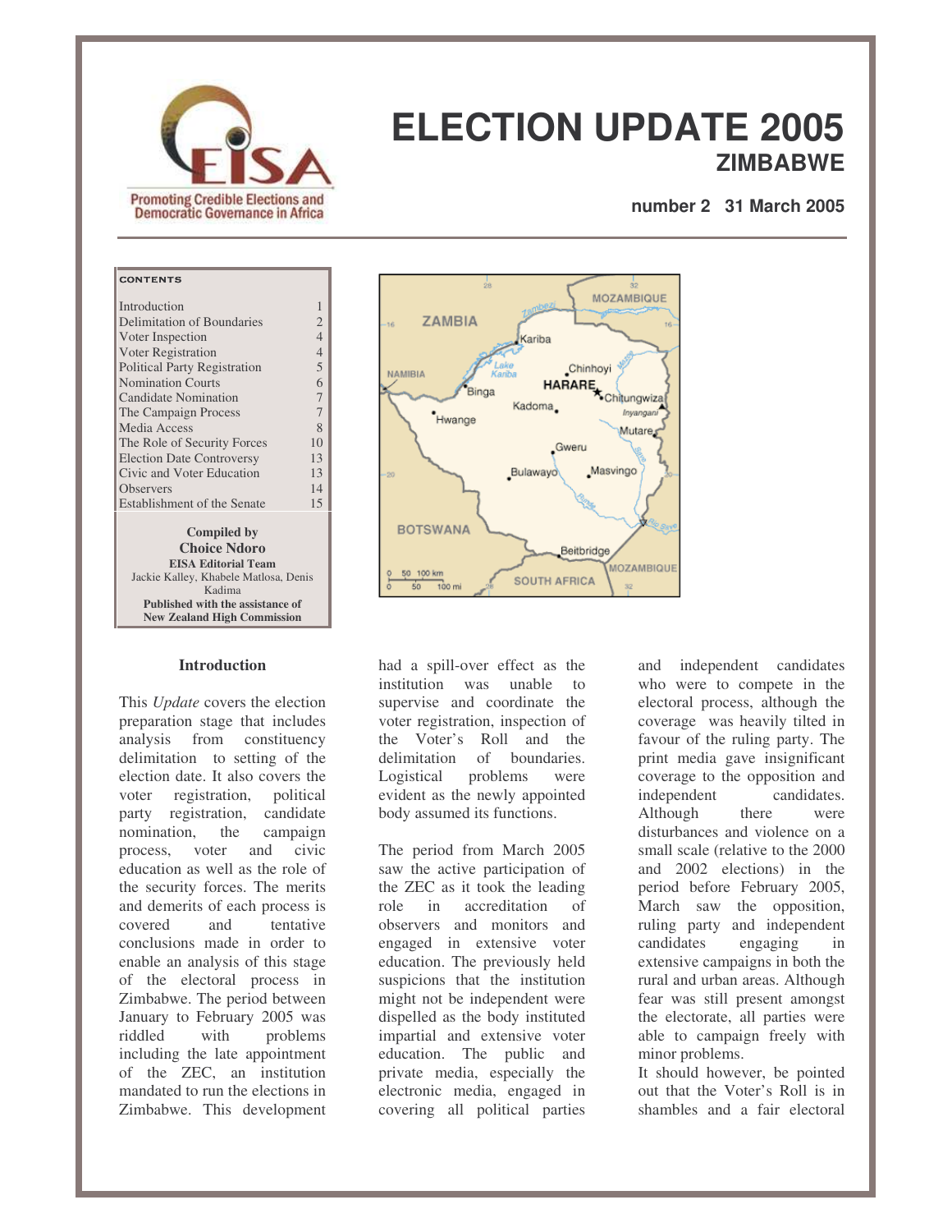# ELECTION UPDATE 2005

## ZIMBABWE

**number 2 31 March 2005**

Promoting Credible Elections and Democratic Governance in Africa

**CONTENTS**

| | |
|---|---|
| Introduction | 1 |
| Delimitation of Boundaries | 2 |
| Voter Inspection | 4 |
| Voter Registration | 4 |
| Political Party Registration | 5 |
| Nomination Courts | 6 |
| Candidate Nomination | 7 |
| The Campaign Process | 7 |
| Media Access | 8 |
| The Role of Security Forces | 10 |
| Election Date Controversy | 13 |
| Civic and Voter Education | 13 |
| Observers | 14 |
| Establishment of the Senate | 15 |

**Compiled by**
**Choice Ndoro**
**EISA Editorial Team**
Jackie Kalley, Khabele Matlosa, Denis Kadima
**Published with the assistance of New Zealand High Commission**

### Introduction

This *Update* covers the election preparation stage that includes analysis from constituency delimitation to setting of the election date. It also covers the voter registration, political party registration, candidate nomination, the campaign process, voter and civic education as well as the role of the security forces. The merits and demerits of each process is covered and tentative conclusions made in order to enable an analysis of this stage of the electoral process in Zimbabwe. The period between January to February 2005 was riddled with problems including the late appointment of the ZEC, an institution mandated to run the elections in Zimbabwe. This development had a spill-over effect as the institution was unable to supervise and coordinate the voter registration, inspection of the Voter's Roll and the delimitation of boundaries. Logistical problems were evident as the newly appointed body assumed its functions.

The period from March 2005 saw the active participation of the ZEC as it took the leading role in accreditation of observers and monitors and engaged in extensive voter education. The previously held suspicions that the institution might not be independent were dispelled as the body instituted impartial and extensive voter education. The public and private media, especially the electronic media, engaged in covering all political parties and independent candidates who were to compete in the electoral process, although the coverage was heavily tilted in favour of the ruling party. The print media gave insignificant coverage to the opposition and independent candidates. Although there were disturbances and violence on a small scale (relative to the 2000 and 2002 elections) in the period before February 2005, March saw the opposition, ruling party and independent candidates engaging in extensive campaigns in both the rural and urban areas. Although fear was still present amongst the electorate, all parties were able to campaign freely with minor problems.

It should however, be pointed out that the Voter's Roll is in shambles and a fair electoral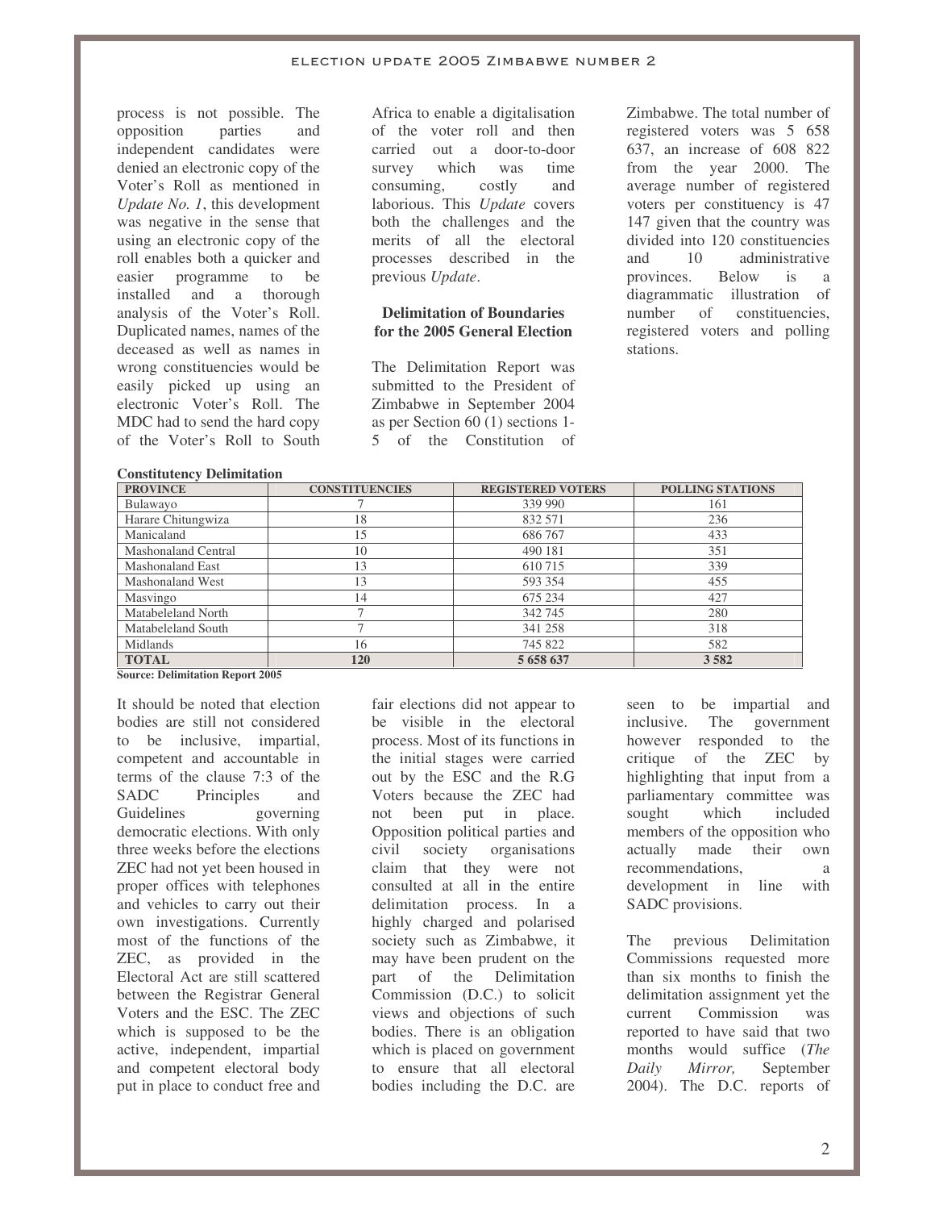process is not possible. The opposition parties and independent candidates were denied an electronic copy of the Voter's Roll as mentioned in *Update No. 1*, this development was negative in the sense that using an electronic copy of the roll enables both a quicker and easier programme to be installed and a thorough analysis of the Voter's Roll. Duplicated names, names of the deceased as well as names in wrong constituencies would be easily picked up using an electronic Voter's Roll. The MDC had to send the hard copy of the Voter's Roll to South Africa to enable a digitalisation of the voter roll and then carried out a door-to-door survey which was time consuming, costly and laborious. This *Update* covers both the challenges and the merits of all the electoral processes described in the previous *Update*.

### Delimitation of Boundaries for the 2005 General Election

The Delimitation Report was submitted to the President of Zimbabwe in September 2004 as per Section 60 (1) sections 1-5 of the Constitution of Zimbabwe. The total number of registered voters was 5 658 637, an increase of 608 822 from the year 2000. The average number of registered voters per constituency is 47 147 given that the country was divided into 120 constituencies and 10 administrative provinces. Below is a diagrammatic illustration of number of constituencies, registered voters and polling stations.

**Constituency Delimitation**

| PROVINCE | CONSTITUENCIES | REGISTERED VOTERS | POLLING STATIONS |
|---|---|---|---|
| Bulawayo | 7 | 339 990 | 161 |
| Harare Chitungwiza | 18 | 832 571 | 236 |
| Manicaland | 15 | 686 767 | 433 |
| Mashonaland Central | 10 | 490 181 | 351 |
| Mashonaland East | 13 | 610 715 | 339 |
| Mashonaland West | 13 | 593 354 | 455 |
| Masvingo | 14 | 675 234 | 427 |
| Matabeleland North | 7 | 342 745 | 280 |
| Matabeleland South | 7 | 341 258 | 318 |
| Midlands | 16 | 745 822 | 582 |
| **TOTAL** | **120** | **5 658 637** | **3 582** |

**Source: Delimitation Report 2005**

It should be noted that election bodies are still not considered to be inclusive, impartial, competent and accountable in terms of the clause 7:3 of the SADC Principles and Guidelines governing democratic elections. With only three weeks before the elections ZEC had not yet been housed in proper offices with telephones and vehicles to carry out their own investigations. Currently most of the functions of the ZEC, as provided in the Electoral Act are still scattered between the Registrar General Voters and the ESC. The ZEC which is supposed to be the active, independent, impartial and competent electoral body put in place to conduct free and fair elections did not appear to be visible in the electoral process. Most of its functions in the initial stages were carried out by the ESC and the R.G Voters because the ZEC had not been put in place. Opposition political parties and civil society organisations claim that they were not consulted at all in the entire delimitation process. In a highly charged and polarised society such as Zimbabwe, it may have been prudent on the part of the Delimitation Commission (D.C.) to solicit views and objections of such bodies. There is an obligation which is placed on government to ensure that all electoral bodies including the D.C. are seen to be impartial and inclusive. The government however responded to the critique of the ZEC by highlighting that input from a parliamentary committee was sought which included members of the opposition who actually made their own recommendations, a development in line with SADC provisions.

The previous Delimitation Commissions requested more than six months to finish the delimitation assignment yet the current Commission was reported to have said that two months would suffice (*The Daily Mirror,* September 2004). The D.C. reports of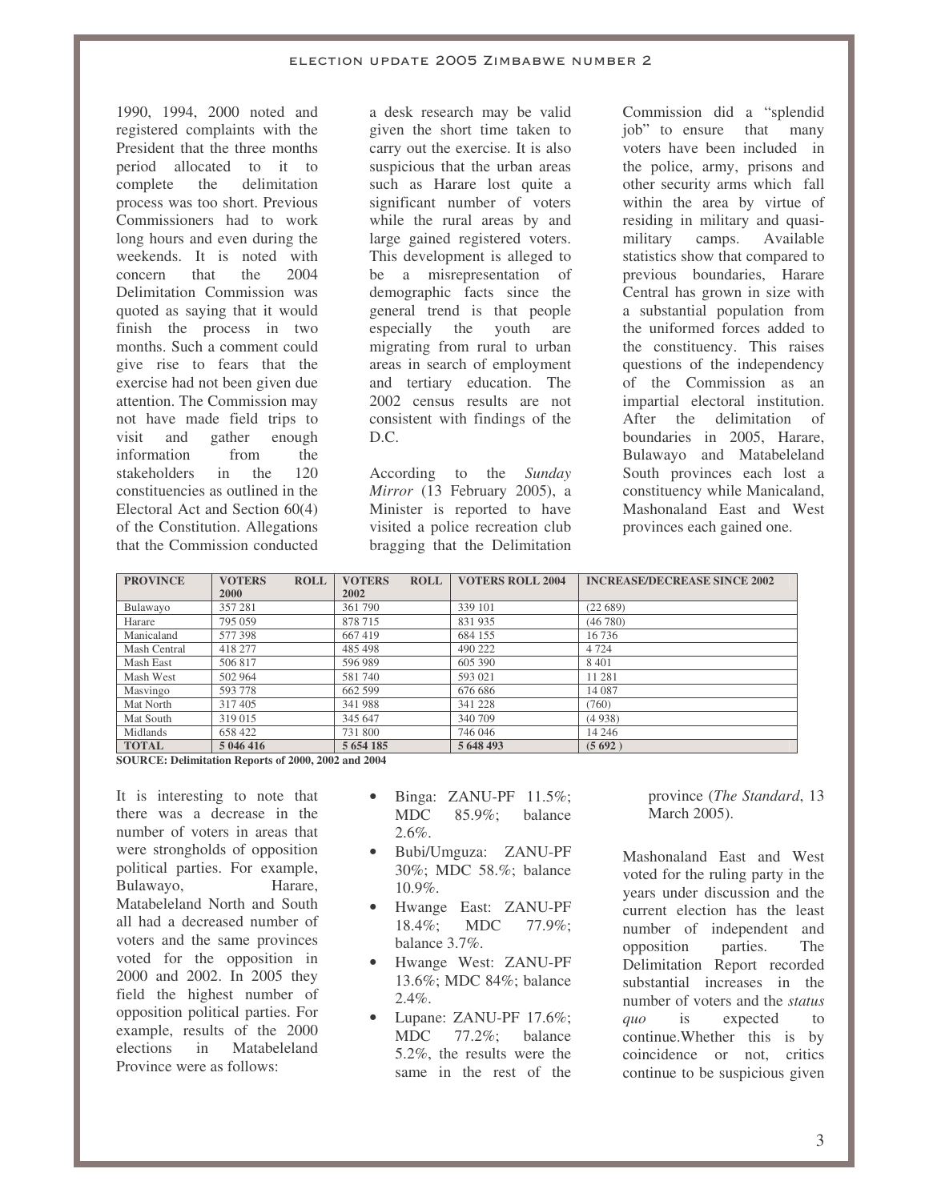1990, 1994, 2000 noted and registered complaints with the President that the three months period allocated to it to complete the delimitation process was too short. Previous Commissioners had to work long hours and even during the weekends. It is noted with concern that the 2004 Delimitation Commission was quoted as saying that it would finish the process in two months. Such a comment could give rise to fears that the exercise had not been given due attention. The Commission may not have made field trips to visit and gather enough information from the stakeholders in the 120 constituencies as outlined in the Electoral Act and Section 60(4) of the Constitution. Allegations that the Commission conducted a desk research may be valid given the short time taken to carry out the exercise. It is also suspicious that the urban areas such as Harare lost quite a significant number of voters while the rural areas by and large gained registered voters. This development is alleged to be a misrepresentation of demographic facts since the general trend is that people especially the youth are migrating from rural to urban areas in search of employment and tertiary education. The 2002 census results are not consistent with findings of the D.C.

According to the *Sunday Mirror* (13 February 2005), a Minister is reported to have visited a police recreation club bragging that the Delimitation Commission did a "splendid job" to ensure that many voters have been included in the police, army, prisons and other security arms which fall within the area by virtue of residing in military and quasi-military camps. Available statistics show that compared to previous boundaries, Harare Central has grown in size with a substantial population from the uniformed forces added to the constituency. This raises questions of the independency of the Commission as an impartial electoral institution. After the delimitation of boundaries in 2005, Harare, Bulawayo and Matabeleland South provinces each lost a constituency while Manicaland, Mashonaland East and West provinces each gained one.

| PROVINCE | VOTERS ROLL 2000 | VOTERS ROLL 2002 | VOTERS ROLL 2004 | INCREASE/DECREASE SINCE 2002 |
|---|---|---|---|---|
| Bulawayo | 357 281 | 361 790 | 339 101 | (22 689) |
| Harare | 795 059 | 878 715 | 831 935 | (46 780) |
| Manicaland | 577 398 | 667 419 | 684 155 | 16 736 |
| Mash Central | 418 277 | 485 498 | 490 222 | 4 724 |
| Mash East | 506 817 | 596 989 | 605 390 | 8 401 |
| Mash West | 502 964 | 581 740 | 593 021 | 11 281 |
| Masvingo | 593 778 | 662 599 | 676 686 | 14 087 |
| Mat North | 317 405 | 341 988 | 341 228 | (760) |
| Mat South | 319 015 | 345 647 | 340 709 | (4 938) |
| Midlands | 658 422 | 731 800 | 746 046 | 14 246 |
| **TOTAL** | **5 046 416** | **5 654 185** | **5 648 493** | **(5 692 )** |

**SOURCE: Delimitation Reports of 2000, 2002 and 2004**

It is interesting to note that there was a decrease in the number of voters in areas that were strongholds of opposition political parties. For example, Bulawayo, Harare, Matabeleland North and South all had a decreased number of voters and the same provinces voted for the opposition in 2000 and 2002. In 2005 they field the highest number of opposition political parties. For example, results of the 2000 elections in Matabeleland Province were as follows:

- Binga: ZANU-PF 11.5%; MDC 85.9%; balance 2.6%.
- Bubi/Umguza: ZANU-PF 30%; MDC 58.%; balance 10.9%.
- Hwange East: ZANU-PF 18.4%; MDC 77.9%; balance 3.7%.
- Hwange West: ZANU-PF 13.6%; MDC 84%; balance 2.4%.
- Lupane: ZANU-PF 17.6%; MDC 77.2%; balance 5.2%, the results were the same in the rest of the province (*The Standard*, 13 March 2005).

Mashonaland East and West voted for the ruling party in the years under discussion and the current election has the least number of independent and opposition parties. The Delimitation Report recorded substantial increases in the number of voters and the *status quo* is expected to continue.Whether this is by coincidence or not, critics continue to be suspicious given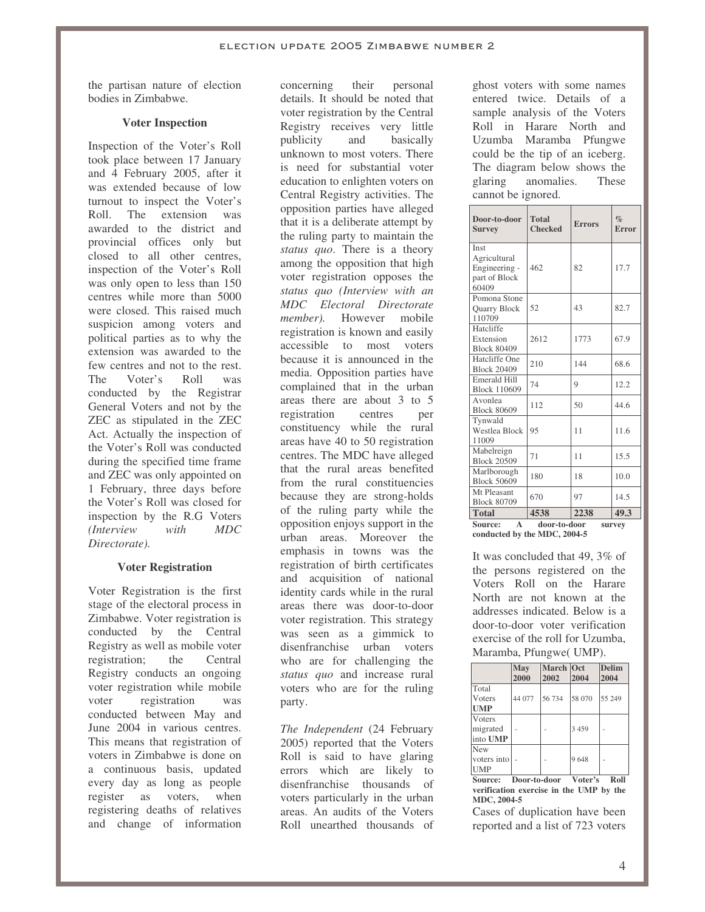the partisan nature of election bodies in Zimbabwe.

### Voter Inspection

Inspection of the Voter's Roll took place between 17 January and 4 February 2005, after it was extended because of low turnout to inspect the Voter's Roll. The extension was awarded to the district and provincial offices only but closed to all other centres, inspection of the Voter's Roll was only open to less than 150 centres while more than 5000 were closed. This raised much suspicion among voters and political parties as to why the extension was awarded to the few centres and not to the rest. The Voter's Roll was conducted by the Registrar General Voters and not by the ZEC as stipulated in the ZEC Act. Actually the inspection of the Voter's Roll was conducted during the specified time frame and ZEC was only appointed on 1 February, three days before the Voter's Roll was closed for inspection by the R.G Voters *(Interview with MDC Directorate).*

### Voter Registration

Voter Registration is the first stage of the electoral process in Zimbabwe. Voter registration is conducted by the Central Registry as well as mobile voter registration; the Central Registry conducts an ongoing voter registration while mobile voter registration was conducted between May and June 2004 in various centres. This means that registration of voters in Zimbabwe is done on a continuous basis, updated every day as long as people register as voters, when registering deaths of relatives and change of information concerning their personal details. It should be noted that voter registration by the Central Registry receives very little publicity and basically unknown to most voters. There is need for substantial voter education to enlighten voters on Central Registry activities. The opposition parties have alleged that it is a deliberate attempt by the ruling party to maintain the *status quo*. There is a theory among the opposition that high voter registration opposes the *status quo (Interview with an MDC Electoral Directorate member).* However mobile registration is known and easily accessible to most voters because it is announced in the media. Opposition parties have complained that in the urban areas there are about 3 to 5 registration centres per constituency while the rural areas have 40 to 50 registration centres. The MDC have alleged that the rural areas benefited from the rural constituencies because they are strong-holds of the ruling party while the opposition enjoys support in the urban areas. Moreover the emphasis in towns was the registration of birth certificates and acquisition of national identity cards while in the rural areas there was door-to-door voter registration. This strategy was seen as a gimmick to disenfranchise urban voters who are for challenging the *status quo* and increase rural voters who are for the ruling party.

*The Independent* (24 February 2005) reported that the Voters Roll is said to have glaring errors which are likely to disenfranchise thousands of voters particularly in the urban areas. An audits of the Voters Roll unearthed thousands of ghost voters with some names entered twice. Details of a sample analysis of the Voters Roll in Harare North and Uzumba Maramba Pfungwe could be the tip of an iceberg. The diagram below shows the glaring anomalies. These cannot be ignored.

| Door-to-door Survey | Total Checked | Errors | % Error |
|---|---|---|---|
| Inst Agricultural Engineering - part of Block 60409 | 462 | 82 | 17.7 |
| Pomona Stone Quarry Block 110709 | 52 | 43 | 82.7 |
| Hatcliffe Extension Block 80409 | 2612 | 1773 | 67.9 |
| Hatcliffe One Block 20409 | 210 | 144 | 68.6 |
| Emerald Hill Block 110609 | 74 | 9 | 12.2 |
| Avonlea Block 80609 | 112 | 50 | 44.6 |
| Tynwald Westlea Block 11009 | 95 | 11 | 11.6 |
| Mabelreign Block 20509 | 71 | 11 | 15.5 |
| Marlborough Block 50609 | 180 | 18 | 10.0 |
| Mt Pleasant Block 80709 | 670 | 97 | 14.5 |
| **Total** | **4538** | **2238** | **49.3** |

**Source: A door-to-door survey conducted by the MDC, 2004-5**

It was concluded that 49, 3% of the persons registered on the Voters Roll on the Harare North are not known at the addresses indicated. Below is a door-to-door voter verification exercise of the roll for Uzumba, Maramba, Pfungwe( UMP).

| | May 2000 | March 2002 | Oct 2004 | Delim 2004 |
|---|---|---|---|---|
| Total Voters **UMP** | 44 077 | 56 734 | 58 070 | 55 249 |
| Voters migrated into **UMP** | - | - | 3 459 | - |
| New voters into UMP | - | - | 9 648 | - |

**Source: Door-to-door Voter's Roll verification exercise in the UMP by the MDC, 2004-5**

Cases of duplication have been reported and a list of 723 voters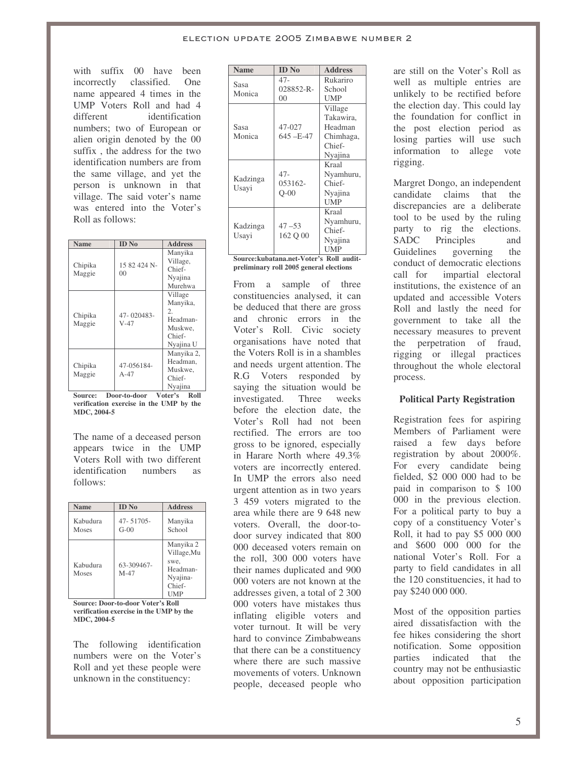with suffix 00 have been incorrectly classified. One name appeared 4 times in the UMP Voters Roll and had 4 different identification numbers; two of European or alien origin denoted by the 00 suffix , the address for the two identification numbers are from the same village, and yet the person is unknown in that village. The said voter's name was entered into the Voter's Roll as follows:

| Name | ID No | Address |
|---|---|---|
| Chipika Maggie | 15 82 424 N-00 | Manyika Village, Chief-Nyajina Murehwa |
| Chipika Maggie | 47- 020483-V-47 | Village Manyika, 2. Headman-Muskwe, Chief-Nyajina U |
| Chipika Maggie | 47-056184-A-47 | Manyika 2, Headman, Muskwe, Chief-Nyajina |

**Source: Door-to-door Voter's Roll verification exercise in the UMP by the MDC, 2004-5**

The name of a deceased person appears twice in the UMP Voters Roll with two different identification numbers as follows:

| Name | ID No | Address |
|---|---|---|
| Kabudura Moses | 47- 51705-G-00 | Manyika School |
| Kabudura Moses | 63-309467-M-47 | Manyika 2 Village,Muswe, Headman-Nyajina-Chief-UMP |

**Source: Door-to-door Voter's Roll verification exercise in the UMP by the MDC, 2004-5**

The following identification numbers were on the Voter's Roll and yet these people were unknown in the constituency:

| Name | ID No | Address |
|---|---|---|
| Sasa Monica | 47-028852-R-00 | Rukariro School UMP |
| Sasa Monica | 47-027 645 –E-47 | Village Takawira, Headman Chimhaga, Chief-Nyajina |
| Kadzinga Usayi | 47-053162-Q-00 | Kraal Nyamhuru, Chief-Nyajina UMP |
| Kadzinga Usayi | 47 –53 162 Q 00 | Kraal Nyamhuru, Chief-Nyajina UMP |

**Source:kubatana.net-Voter's Roll audit-preliminary roll 2005 general elections**

From a sample of three constituencies analysed, it can be deduced that there are gross and chronic errors in the Voter's Roll. Civic society organisations have noted that the Voters Roll is in a shambles and needs urgent attention. The R.G Voters responded by saying the situation would be investigated. Three weeks before the election date, the Voter's Roll had not been rectified. The errors are too gross to be ignored, especially in Harare North where 49.3% voters are incorrectly entered. In UMP the errors also need urgent attention as in two years 3 459 voters migrated to the area while there are 9 648 new voters. Overall, the door-to-door survey indicated that 800 000 deceased voters remain on the roll, 300 000 voters have their names duplicated and 900 000 voters are not known at the addresses given, a total of 2 300 000 voters have mistakes thus inflating eligible voters and voter turnout. It will be very hard to convince Zimbabweans that there can be a constituency where there are such massive movements of voters. Unknown people, deceased people who are still on the Voter's Roll as well as multiple entries are unlikely to be rectified before the election day. This could lay the foundation for conflict in the post election period as losing parties will use such information to allege vote rigging.

Margret Dongo, an independent candidate claims that the discrepancies are a deliberate tool to be used by the ruling party to rig the elections. SADC Principles and Guidelines governing the conduct of democratic elections call for impartial electoral institutions, the existence of an updated and accessible Voters Roll and lastly the need for government to take all the necessary measures to prevent the perpetration of fraud, rigging or illegal practices throughout the whole electoral process.

### Political Party Registration

Registration fees for aspiring Members of Parliament were raised a few days before registration by about 2000%. For every candidate being fielded, $2 000 000 had to be paid in comparison to $ 100 000 in the previous election. For a political party to buy a copy of a constituency Voter's Roll, it had to pay $5 000 000 and $600 000 000 for the national Voter's Roll. For a party to field candidates in all the 120 constituencies, it had to pay $240 000 000.

Most of the opposition parties aired dissatisfaction with the fee hikes considering the short notification. Some opposition parties indicated that the country may not be enthusiastic about opposition participation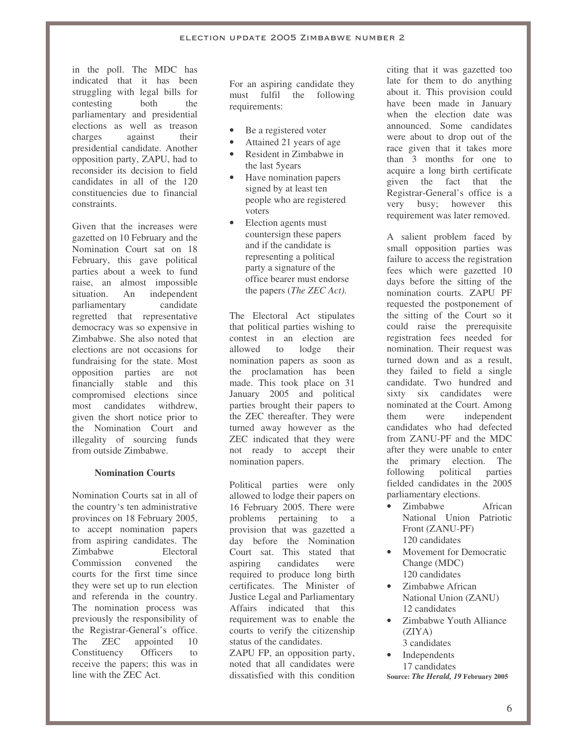in the poll. The MDC has indicated that it has been struggling with legal bills for contesting both the parliamentary and presidential elections as well as treason charges against their presidential candidate. Another opposition party, ZAPU, had to reconsider its decision to field candidates in all of the 120 constituencies due to financial constraints.

Given that the increases were gazetted on 10 February and the Nomination Court sat on 18 February, this gave political parties about a week to fund raise, an almost impossible situation. An independent parliamentary candidate regretted that representative democracy was so expensive in Zimbabwe. She also noted that elections are not occasions for fundraising for the state. Most opposition parties are not financially stable and this compromised elections since most candidates withdrew, given the short notice prior to the Nomination Court and illegality of sourcing funds from outside Zimbabwe.

### Nomination Courts

Nomination Courts sat in all of the country's ten administrative provinces on 18 February 2005, to accept nomination papers from aspiring candidates. The Zimbabwe Electoral Commission convened the courts for the first time since they were set up to run election and referenda in the country. The nomination process was previously the responsibility of the Registrar-General's office. The ZEC appointed 10 Constituency Officers to receive the papers; this was in line with the ZEC Act.

For an aspiring candidate they must fulfil the following requirements:

- Be a registered voter
- Attained 21 years of age
- Resident in Zimbabwe in the last 5years
- Have nomination papers signed by at least ten people who are registered voters
- Election agents must countersign these papers and if the candidate is representing a political party a signature of the office bearer must endorse the papers (*The ZEC Act).*

The Electoral Act stipulates that political parties wishing to contest in an election are allowed to lodge their nomination papers as soon as the proclamation has been made. This took place on 31 January 2005 and political parties brought their papers to the ZEC thereafter. They were turned away however as the ZEC indicated that they were not ready to accept their nomination papers.

Political parties were only allowed to lodge their papers on 16 February 2005. There were problems pertaining to a provision that was gazetted a day before the Nomination Court sat. This stated that aspiring candidates were required to produce long birth certificates. The Minister of Justice Legal and Parliamentary Affairs indicated that this requirement was to enable the courts to verify the citizenship status of the candidates.
ZAPU FP, an opposition party, noted that all candidates were dissatisfied with this condition citing that it was gazetted too late for them to do anything about it. This provision could have been made in January when the election date was announced. Some candidates were about to drop out of the race given that it takes more than 3 months for one to acquire a long birth certificate given the fact that the Registrar-General's office is a very busy; however this requirement was later removed.

A salient problem faced by small opposition parties was failure to access the registration fees which were gazetted 10 days before the sitting of the nomination courts. ZAPU PF requested the postponement of the sitting of the Court so it could raise the prerequisite registration fees needed for nomination. Their request was turned down and as a result, they failed to field a single candidate. Two hundred and sixty six candidates were nominated at the Court. Among them were independent candidates who had defected from ZANU-PF and the MDC after they were unable to enter the primary election. The following political parties fielded candidates in the 2005 parliamentary elections.

- Zimbabwe African National Union Patriotic Front (ZANU-PF)
  120 candidates
- Movement for Democratic Change (MDC)
  120 candidates
- Zimbabwe African National Union (ZANU)
  12 candidates
- Zimbabwe Youth Alliance (ZIYA)
  3 candidates
- Independents
  17 candidates

**Source:** ***The Herald, 19*** **February 2005**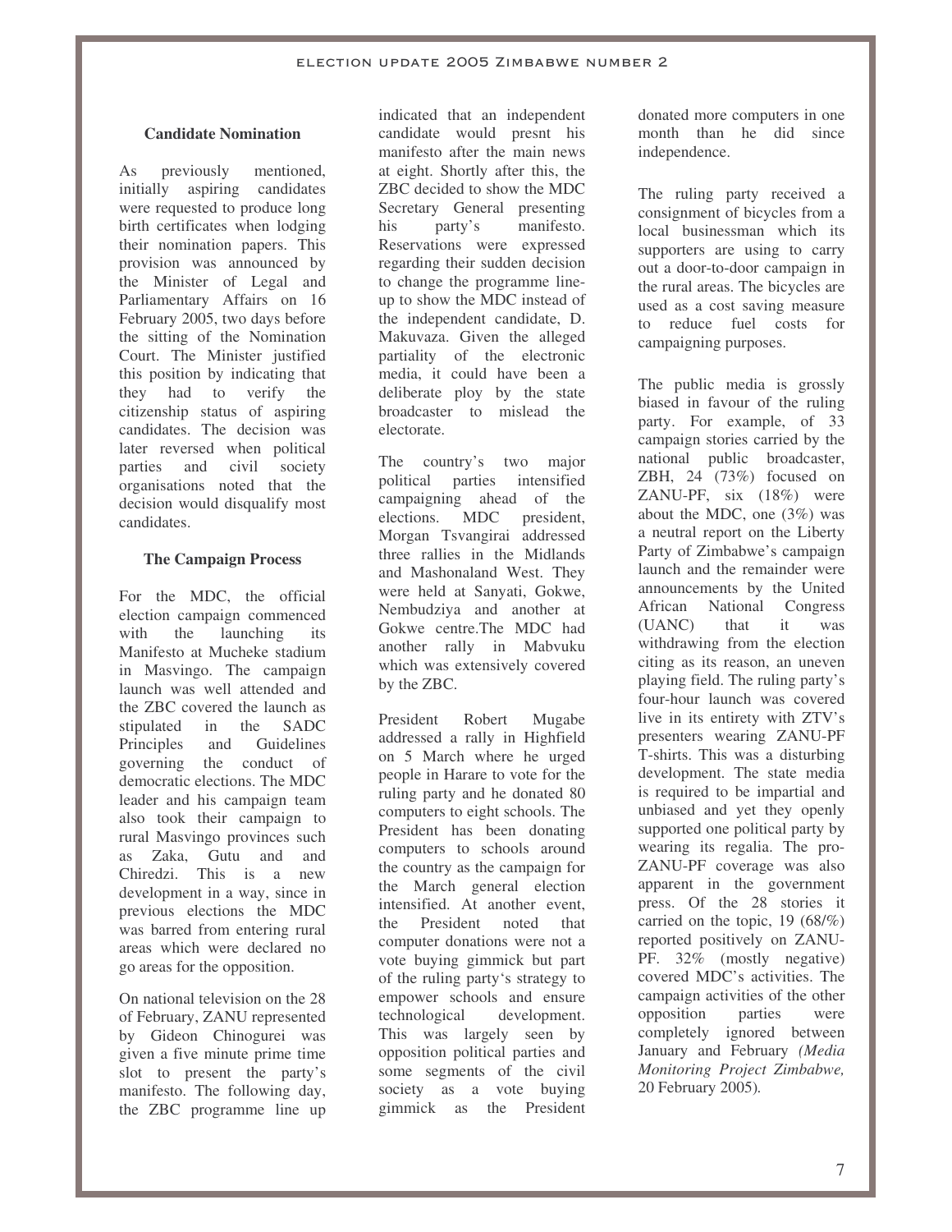### Candidate Nomination

As previously mentioned, initially aspiring candidates were requested to produce long birth certificates when lodging their nomination papers. This provision was announced by the Minister of Legal and Parliamentary Affairs on 16 February 2005, two days before the sitting of the Nomination Court. The Minister justified this position by indicating that they had to verify the citizenship status of aspiring candidates. The decision was later reversed when political parties and civil society organisations noted that the decision would disqualify most candidates.

### The Campaign Process

For the MDC, the official election campaign commenced with the launching its Manifesto at Mucheke stadium in Masvingo. The campaign launch was well attended and the ZBC covered the launch as stipulated in the SADC Principles and Guidelines governing the conduct of democratic elections. The MDC leader and his campaign team also took their campaign to rural Masvingo provinces such as Zaka, Gutu and and Chiredzi. This is a new development in a way, since in previous elections the MDC was barred from entering rural areas which were declared no go areas for the opposition.

On national television on the 28 of February, ZANU represented by Gideon Chinogurei was given a five minute prime time slot to present the party's manifesto. The following day, the ZBC programme line up indicated that an independent candidate would presnt his manifesto after the main news at eight. Shortly after this, the ZBC decided to show the MDC Secretary General presenting his party's manifesto. Reservations were expressed regarding their sudden decision to change the programme line-up to show the MDC instead of the independent candidate, D. Makuvaza. Given the alleged partiality of the electronic media, it could have been a deliberate ploy by the state broadcaster to mislead the electorate.

The country's two major political parties intensified campaigning ahead of the elections. MDC president, Morgan Tsvangirai addressed three rallies in the Midlands and Mashonaland West. They were held at Sanyati, Gokwe, Nembudziya and another at Gokwe centre.The MDC had another rally in Mabvuku which was extensively covered by the ZBC.

President Robert Mugabe addressed a rally in Highfield on 5 March where he urged people in Harare to vote for the ruling party and he donated 80 computers to eight schools. The President has been donating computers to schools around the country as the campaign for the March general election intensified. At another event, the President noted that computer donations were not a vote buying gimmick but part of the ruling party's strategy to empower schools and ensure technological development. This was largely seen by opposition political parties and some segments of the civil society as a vote buying gimmick as the President donated more computers in one month than he did since independence.

The ruling party received a consignment of bicycles from a local businessman which its supporters are using to carry out a door-to-door campaign in the rural areas. The bicycles are used as a cost saving measure to reduce fuel costs for campaigning purposes.

The public media is grossly biased in favour of the ruling party. For example, of 33 campaign stories carried by the national public broadcaster, ZBH, 24 (73%) focused on ZANU-PF, six (18%) were about the MDC, one (3%) was a neutral report on the Liberty Party of Zimbabwe's campaign launch and the remainder were announcements by the United African National Congress (UANC) that it was withdrawing from the election citing as its reason, an uneven playing field. The ruling party's four-hour launch was covered live in its entirety with ZTV's presenters wearing ZANU-PF T-shirts. This was a disturbing development. The state media is required to be impartial and unbiased and yet they openly supported one political party by wearing its regalia. The pro-ZANU-PF coverage was also apparent in the government press. Of the 28 stories it carried on the topic, 19 (68/%) reported positively on ZANU-PF. 32% (mostly negative) covered MDC's activities. The campaign activities of the other opposition parties were completely ignored between January and February *(Media Monitoring Project Zimbabwe,* 20 February 2005).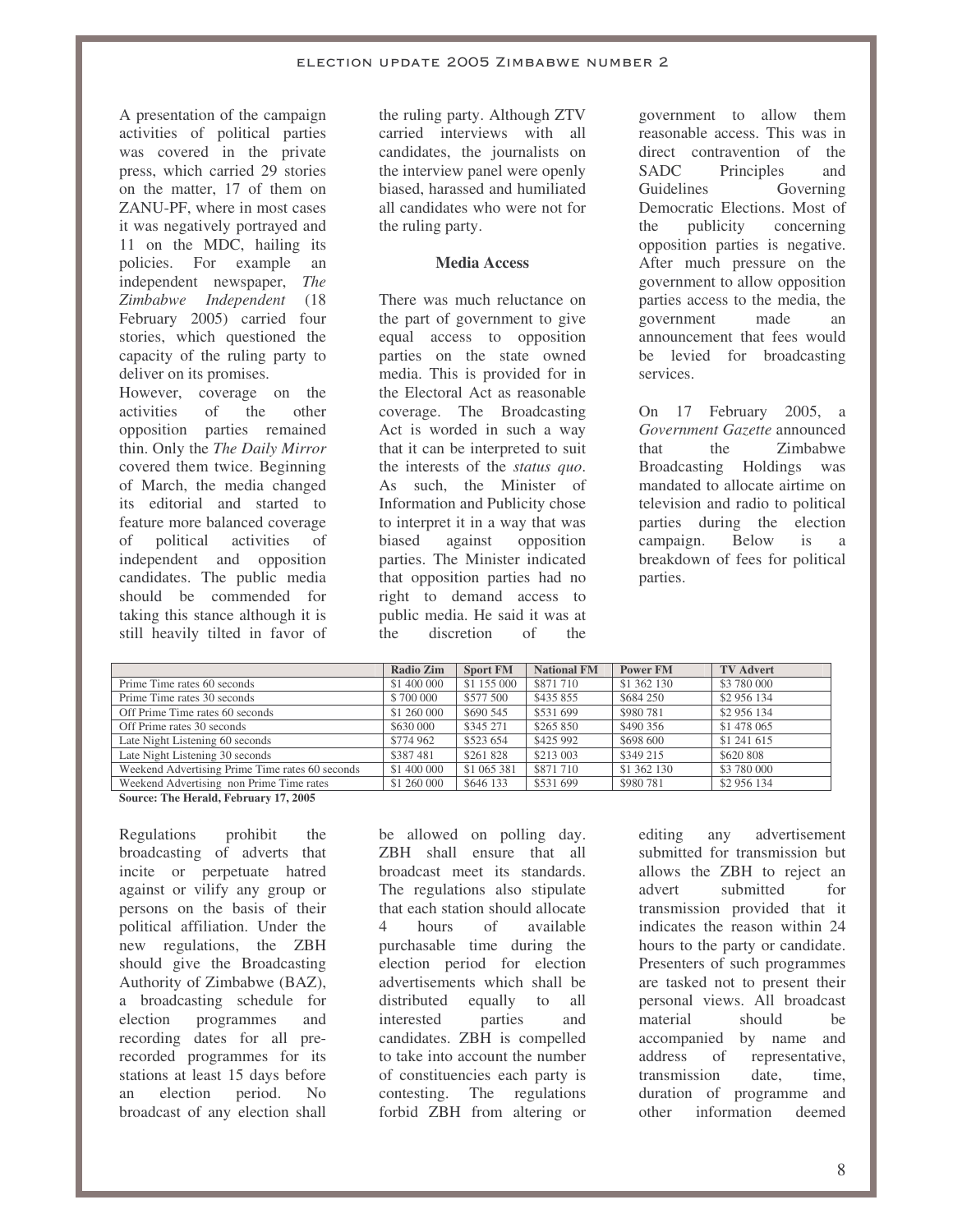A presentation of the campaign activities of political parties was covered in the private press, which carried 29 stories on the matter, 17 of them on ZANU-PF, where in most cases it was negatively portrayed and 11 on the MDC, hailing its policies. For example an independent newspaper, *The Zimbabwe Independent* (18 February 2005) carried four stories, which questioned the capacity of the ruling party to deliver on its promises.

However, coverage on the activities of the other opposition parties remained thin. Only the *The Daily Mirror* covered them twice. Beginning of March, the media changed its editorial and started to feature more balanced coverage of political activities of independent and opposition candidates. The public media should be commended for taking this stance although it is still heavily tilted in favor of the ruling party. Although ZTV carried interviews with all candidates, the journalists on the interview panel were openly biased, harassed and humiliated all candidates who were not for the ruling party.

**Media Access**

There was much reluctance on the part of government to give equal access to opposition parties on the state owned media. This is provided for in the Electoral Act as reasonable coverage. The Broadcasting Act is worded in such a way that it can be interpreted to suit the interests of the *status quo*. As such, the Minister of Information and Publicity chose to interpret it in a way that was biased against opposition parties. The Minister indicated that opposition parties had no right to demand access to public media. He said it was at the discretion of the government to allow them reasonable access. This was in direct contravention of the SADC Principles and Guidelines Governing Democratic Elections. Most of the publicity concerning opposition parties is negative. After much pressure on the government to allow opposition parties access to the media, the government made an announcement that fees would be levied for broadcasting services.

On 17 February 2005, a *Government Gazette* announced that the Zimbabwe Broadcasting Holdings was mandated to allocate airtime on television and radio to political parties during the election campaign. Below is a breakdown of fees for political parties.

| | Radio Zim | Sport FM | National FM | Power FM | TV Advert |
|---|---|---|---|---|---|
| Prime Time rates 60 seconds | $1 400 000 | $1 155 000 | $871 710 | $1 362 130 | $3 780 000 |
| Prime Time rates 30 seconds | $ 700 000 | $577 500 | $435 855 | $684 250 | $2 956 134 |
| Off Prime Time rates 60 seconds | $1 260 000 | $690 545 | $531 699 | $980 781 | $2 956 134 |
| Off Prime rates 30 seconds | $630 000 | $345 271 | $265 850 | $490 356 | $1 478 065 |
| Late Night Listening 60 seconds | $774 962 | $523 654 | $425 992 | $698 600 | $1 241 615 |
| Late Night Listening 30 seconds | $387 481 | $261 828 | $213 003 | $349 215 | $620 808 |
| Weekend Advertising Prime Time rates 60 seconds | $1 400 000 | $1 065 381 | $871 710 | $1 362 130 | $3 780 000 |
| Weekend Advertising non Prime Time rates | $1 260 000 | $646 133 | $531 699 | $980 781 | $2 956 134 |

**Source: The Herald, February 17, 2005**

Regulations prohibit the broadcasting of adverts that incite or perpetuate hatred against or vilify any group or persons on the basis of their political affiliation. Under the new regulations, the ZBH should give the Broadcasting Authority of Zimbabwe (BAZ), a broadcasting schedule for election programmes and recording dates for all pre-recorded programmes for its stations at least 15 days before an election period. No broadcast of any election shall be allowed on polling day. ZBH shall ensure that all broadcast meet its standards. The regulations also stipulate that each station should allocate 4 hours of available purchasable time during the election period for election advertisements which shall be distributed equally to all interested parties and candidates. ZBH is compelled to take into account the number of constituencies each party is contesting. The regulations forbid ZBH from altering or editing any advertisement submitted for transmission but allows the ZBH to reject an advert submitted for transmission provided that it indicates the reason within 24 hours to the party or candidate. Presenters of such programmes are tasked not to present their personal views. All broadcast material should be accompanied by name and address of representative, transmission date, time, duration of programme and other information deemed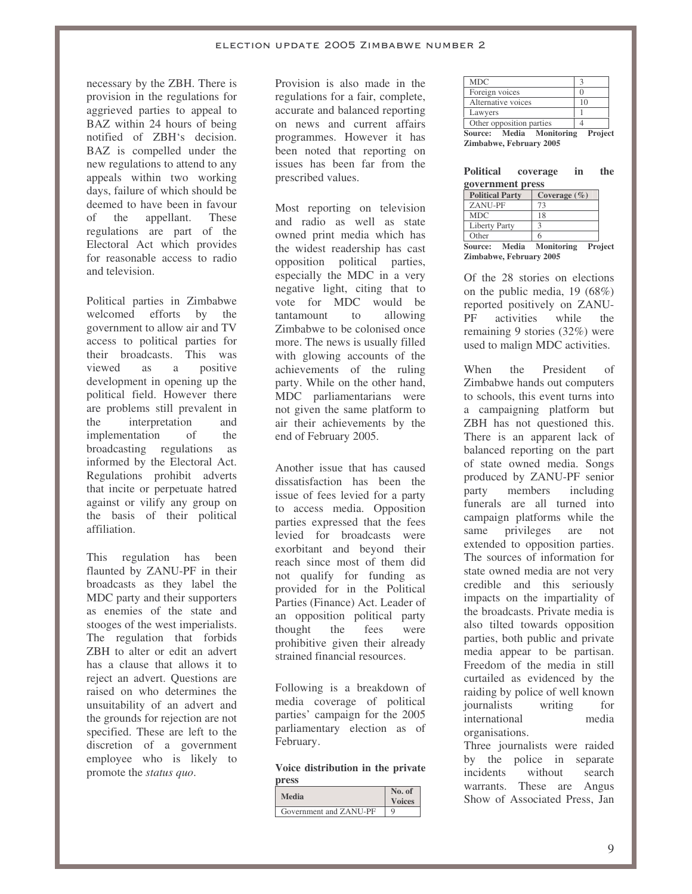necessary by the ZBH. There is provision in the regulations for aggrieved parties to appeal to BAZ within 24 hours of being notified of ZBH's decision. BAZ is compelled under the new regulations to attend to any appeals within two working days, failure of which should be deemed to have been in favour of the appellant. These regulations are part of the Electoral Act which provides for reasonable access to radio and television.

Political parties in Zimbabwe welcomed efforts by the government to allow air and TV access to political parties for their broadcasts. This was viewed as a positive development in opening up the political field. However there are problems still prevalent in the interpretation and implementation of the broadcasting regulations as informed by the Electoral Act. Regulations prohibit adverts that incite or perpetuate hatred against or vilify any group on the basis of their political affiliation.

This regulation has been flaunted by ZANU-PF in their broadcasts as they label the MDC party and their supporters as enemies of the state and stooges of the west imperialists. The regulation that forbids ZBH to alter or edit an advert has a clause that allows it to reject an advert. Questions are raised on who determines the unsuitability of an advert and the grounds for rejection are not specified. These are left to the discretion of a government employee who is likely to promote the *status quo*.

Provision is also made in the regulations for a fair, complete, accurate and balanced reporting on news and current affairs programmes. However it has been noted that reporting on issues has been far from the prescribed values.

Most reporting on television and radio as well as state owned print media which has the widest readership has cast opposition political parties, especially the MDC in a very negative light, citing that to vote for MDC would be tantamount to allowing Zimbabwe to be colonised once more. The news is usually filled with glowing accounts of the achievements of the ruling party. While on the other hand, MDC parliamentarians were not given the same platform to air their achievements by the end of February 2005.

Another issue that has caused dissatisfaction has been the issue of fees levied for a party to access media. Opposition parties expressed that the fees levied for broadcasts were exorbitant and beyond their reach since most of them did not qualify for funding as provided for in the Political Parties (Finance) Act. Leader of an opposition political party thought the fees were prohibitive given their already strained financial resources.

Following is a breakdown of media coverage of political parties' campaign for the 2005 parliamentary election as of February.

**Voice distribution in the private press**

| Media | No. of Voices |
|---|---|
| Government and ZANU-PF | 9 |
| MDC | 3 |
| Foreign voices | 0 |
| Alternative voices | 10 |
| Lawyers | 1 |
| Other opposition parties | 4 |

**Source: Media Monitoring Project Zimbabwe, February 2005**

**Political coverage in the government press**

| Political Party | Coverage (%) |
|---|---|
| ZANU-PF | 73 |
| MDC | 18 |
| Liberty Party | 3 |
| Other | 6 |

**Source: Media Monitoring Project Zimbabwe, February 2005**

Of the 28 stories on elections on the public media, 19 (68%) reported positively on ZANU-PF activities while the remaining 9 stories (32%) were used to malign MDC activities.

When the President of Zimbabwe hands out computers to schools, this event turns into a campaigning platform but ZBH has not questioned this. There is an apparent lack of balanced reporting on the part of state owned media. Songs produced by ZANU-PF senior party members including funerals are all turned into campaign platforms while the same privileges are not extended to opposition parties. The sources of information for state owned media are not very credible and this seriously impacts on the impartiality of the broadcasts. Private media is also tilted towards opposition parties, both public and private media appear to be partisan. Freedom of the media in still curtailed as evidenced by the raiding by police of well known journalists writing for international media organisations.

Three journalists were raided by the police in separate incidents without search warrants. These are Angus Show of Associated Press, Jan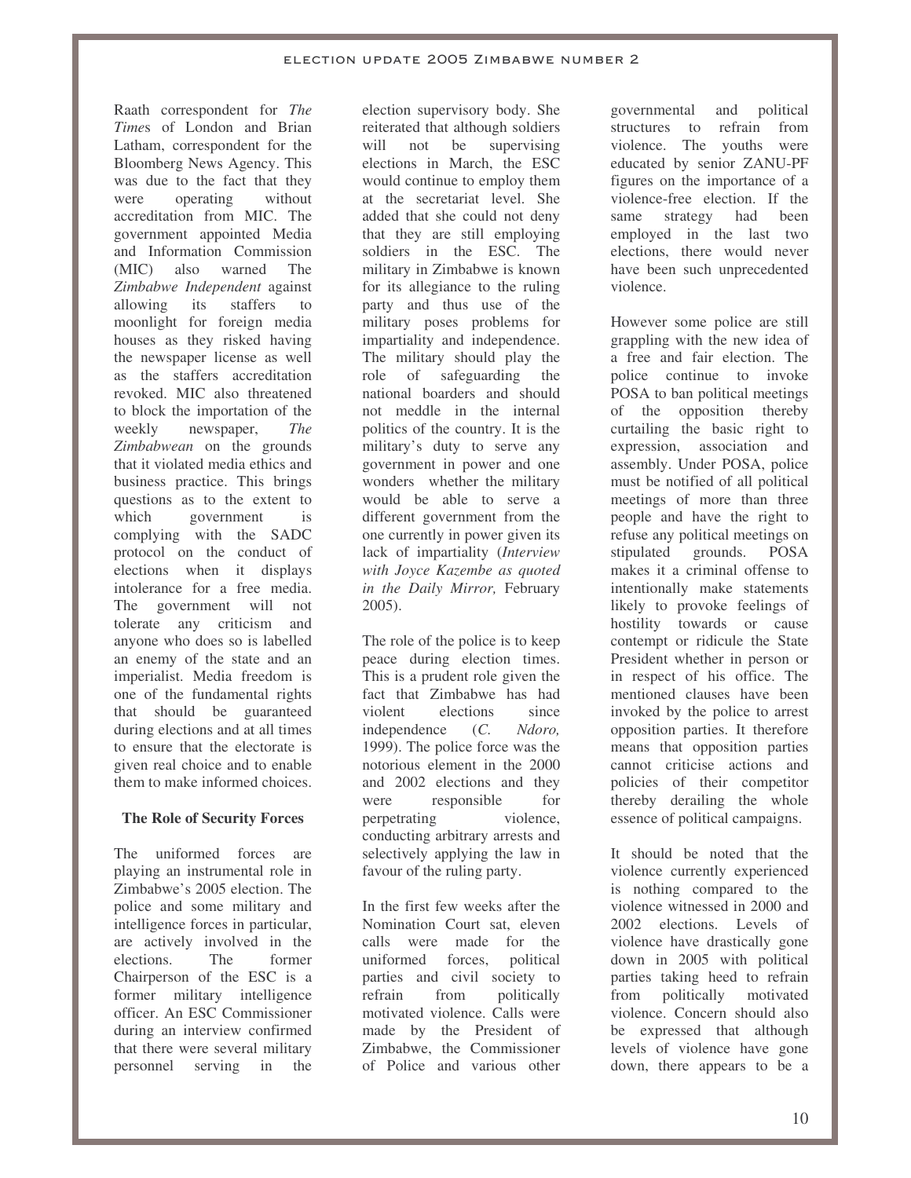Raath correspondent for *The Times* of London and Brian Latham, correspondent for the Bloomberg News Agency. This was due to the fact that they were operating without accreditation from MIC. The government appointed Media and Information Commission (MIC) also warned The *Zimbabwe Independent* against allowing its staffers to moonlight for foreign media houses as they risked having the newspaper license as well as the staffers accreditation revoked. MIC also threatened to block the importation of the weekly newspaper, *The Zimbabwean* on the grounds that it violated media ethics and business practice. This brings questions as to the extent to which government is complying with the SADC protocol on the conduct of elections when it displays intolerance for a free media. The government will not tolerate any criticism and anyone who does so is labelled an enemy of the state and an imperialist. Media freedom is one of the fundamental rights that should be guaranteed during elections and at all times to ensure that the electorate is given real choice and to enable them to make informed choices.

### The Role of Security Forces

The uniformed forces are playing an instrumental role in Zimbabwe's 2005 election. The police and some military and intelligence forces in particular, are actively involved in the elections. The former Chairperson of the ESC is a former military intelligence officer. An ESC Commissioner during an interview confirmed that there were several military personnel serving in the election supervisory body. She reiterated that although soldiers will not be supervising elections in March, the ESC would continue to employ them at the secretariat level. She added that she could not deny that they are still employing soldiers in the ESC. The military in Zimbabwe is known for its allegiance to the ruling party and thus use of the military poses problems for impartiality and independence. The military should play the role of safeguarding the national boarders and should not meddle in the internal politics of the country. It is the military's duty to serve any government in power and one wonders whether the military would be able to serve a different government from the one currently in power given its lack of impartiality (*Interview with Joyce Kazembe as quoted in the Daily Mirror,* February 2005).

The role of the police is to keep peace during election times. This is a prudent role given the fact that Zimbabwe has had violent elections since independence (*C. Ndoro,* 1999). The police force was the notorious element in the 2000 and 2002 elections and they were responsible for perpetrating violence, conducting arbitrary arrests and selectively applying the law in favour of the ruling party.

In the first few weeks after the Nomination Court sat, eleven calls were made for the uniformed forces, political parties and civil society to refrain from politically motivated violence. Calls were made by the President of Zimbabwe, the Commissioner of Police and various other governmental and political structures to refrain from violence. The youths were educated by senior ZANU-PF figures on the importance of a violence-free election. If the same strategy had been employed in the last two elections, there would never have been such unprecedented violence.

However some police are still grappling with the new idea of a free and fair election. The police continue to invoke POSA to ban political meetings of the opposition thereby curtailing the basic right to expression, association and assembly. Under POSA, police must be notified of all political meetings of more than three people and have the right to refuse any political meetings on stipulated grounds. POSA makes it a criminal offense to intentionally make statements likely to provoke feelings of hostility towards or cause contempt or ridicule the State President whether in person or in respect of his office. The mentioned clauses have been invoked by the police to arrest opposition parties. It therefore means that opposition parties cannot criticise actions and policies of their competitor thereby derailing the whole essence of political campaigns.

It should be noted that the violence currently experienced is nothing compared to the violence witnessed in 2000 and 2002 elections. Levels of violence have drastically gone down in 2005 with political parties taking heed to refrain from politically motivated violence. Concern should also be expressed that although levels of violence have gone down, there appears to be a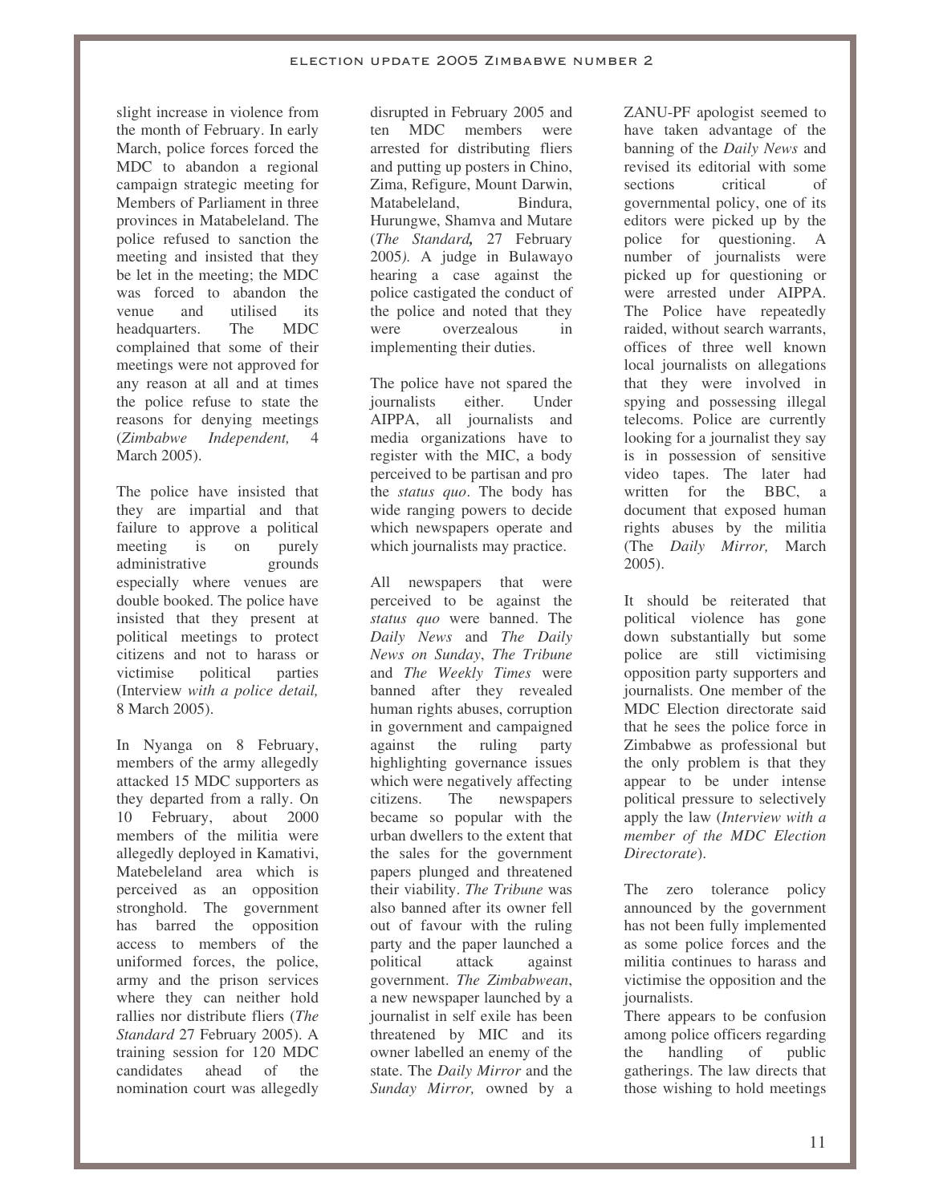slight increase in violence from the month of February. In early March, police forces forced the MDC to abandon a regional campaign strategic meeting for Members of Parliament in three provinces in Matabeleland. The police refused to sanction the meeting and insisted that they be let in the meeting; the MDC was forced to abandon the venue and utilised its headquarters. The MDC complained that some of their meetings were not approved for any reason at all and at times the police refuse to state the reasons for denying meetings (*Zimbabwe Independent,* 4 March 2005).

The police have insisted that they are impartial and that failure to approve a political meeting is on purely administrative grounds especially where venues are double booked. The police have insisted that they present at political meetings to protect citizens and not to harass or victimise political parties (Interview *with a police detail,* 8 March 2005).

In Nyanga on 8 February, members of the army allegedly attacked 15 MDC supporters as they departed from a rally. On 10 February, about 2000 members of the militia were allegedly deployed in Kamativi, Matebeleland area which is perceived as an opposition stronghold. The government has barred the opposition access to members of the uniformed forces, the police, army and the prison services where they can neither hold rallies nor distribute fliers (*The Standard* 27 February 2005). A training session for 120 MDC candidates ahead of the nomination court was allegedly disrupted in February 2005 and ten MDC members were arrested for distributing fliers and putting up posters in Chino, Zima, Refigure, Mount Darwin, Matabeleland, Bindura, Hurungwe, Shamva and Mutare (*The Standard,* 27 February 2005). A judge in Bulawayo hearing a case against the police castigated the conduct of the police and noted that they were overzealous in implementing their duties.

The police have not spared the journalists either. Under AIPPA, all journalists and media organizations have to register with the MIC, a body perceived to be partisan and pro the *status quo*. The body has wide ranging powers to decide which newspapers operate and which journalists may practice.

All newspapers that were perceived to be against the *status quo* were banned. The *Daily News* and *The Daily News on Sunday*, *The Tribune* and *The Weekly Times* were banned after they revealed human rights abuses, corruption in government and campaigned against the ruling party highlighting governance issues which were negatively affecting citizens. The newspapers became so popular with the urban dwellers to the extent that the sales for the government papers plunged and threatened their viability. *The Tribune* was also banned after its owner fell out of favour with the ruling party and the paper launched a political attack against government. *The Zimbabwean*, a new newspaper launched by a journalist in self exile has been threatened by MIC and its owner labelled an enemy of the state. The *Daily Mirror* and the *Sunday Mirror,* owned by a ZANU-PF apologist seemed to have taken advantage of the banning of the *Daily News* and revised its editorial with some sections critical of governmental policy, one of its editors were picked up by the police for questioning. A number of journalists were picked up for questioning or were arrested under AIPPA. The Police have repeatedly raided, without search warrants, offices of three well known local journalists on allegations that they were involved in spying and possessing illegal telecoms. Police are currently looking for a journalist they say is in possession of sensitive video tapes. The later had written for the BBC, a document that exposed human rights abuses by the militia (The *Daily Mirror,* March 2005).

It should be reiterated that political violence has gone down substantially but some police are still victimising opposition party supporters and journalists. One member of the MDC Election directorate said that he sees the police force in Zimbabwe as professional but the only problem is that they appear to be under intense political pressure to selectively apply the law (*Interview with a member of the MDC Election Directorate*).

The zero tolerance policy announced by the government has not been fully implemented as some police forces and the militia continues to harass and victimise the opposition and the journalists.

There appears to be confusion among police officers regarding the handling of public gatherings. The law directs that those wishing to hold meetings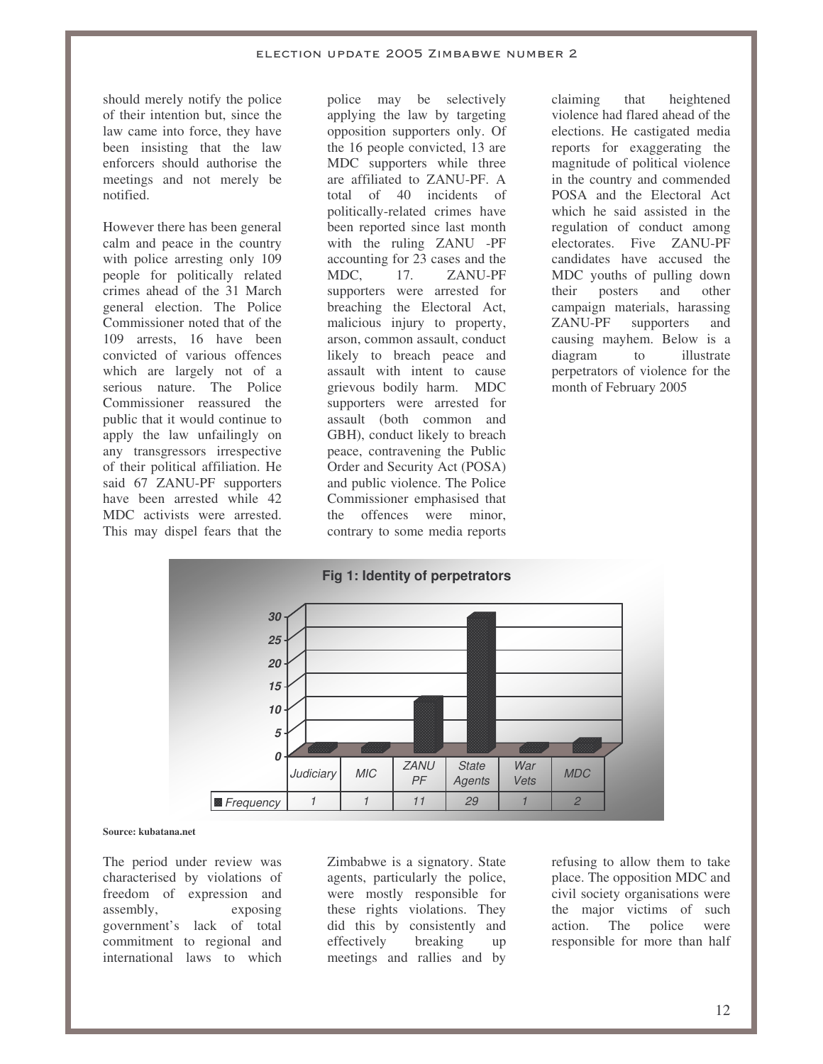should merely notify the police of their intention but, since the law came into force, they have been insisting that the law enforcers should authorise the meetings and not merely be notified.

However there has been general calm and peace in the country with police arresting only 109 people for politically related crimes ahead of the 31 March general election. The Police Commissioner noted that of the 109 arrests, 16 have been convicted of various offences which are largely not of a serious nature. The Police Commissioner reassured the public that it would continue to apply the law unfailingly on any transgressors irrespective of their political affiliation. He said 67 ZANU-PF supporters have been arrested while 42 MDC activists were arrested. This may dispel fears that the police may be selectively applying the law by targeting opposition supporters only. Of the 16 people convicted, 13 are MDC supporters while three are affiliated to ZANU-PF. A total of 40 incidents of politically-related crimes have been reported since last month with the ruling ZANU -PF accounting for 23 cases and the MDC, 17. ZANU-PF supporters were arrested for breaching the Electoral Act, malicious injury to property, arson, common assault, conduct likely to breach peace and assault with intent to cause grievous bodily harm. MDC supporters were arrested for assault (both common and GBH), conduct likely to breach peace, contravening the Public Order and Security Act (POSA) and public violence. The Police Commissioner emphasised that the offences were minor, contrary to some media reports claiming that heightened violence had flared ahead of the elections. He castigated media reports for exaggerating the magnitude of political violence in the country and commended POSA and the Electoral Act which he said assisted in the regulation of conduct among electorates. Five ZANU-PF candidates have accused the MDC youths of pulling down their posters and other campaign materials, harassing ZANU-PF supporters and causing mayhem. Below is a diagram to illustrate perpetrators of violence for the month of February 2005

**Fig 1: Identity of perpetrators**

| | Judiciary | MIC | ZANU PF | State Agents | War Vets | MDC |
|---|---|---|---|---|---|---|
| Frequency | 1 | 1 | 11 | 29 | 1 | 2 |

**Source: kubatana.net**

The period under review was characterised by violations of freedom of expression and assembly, exposing government's lack of total commitment to regional and international laws to which Zimbabwe is a signatory. State agents, particularly the police, were mostly responsible for these rights violations. They did this by consistently and effectively breaking up meetings and rallies and by refusing to allow them to take place. The opposition MDC and civil society organisations were the major victims of such action. The police were responsible for more than half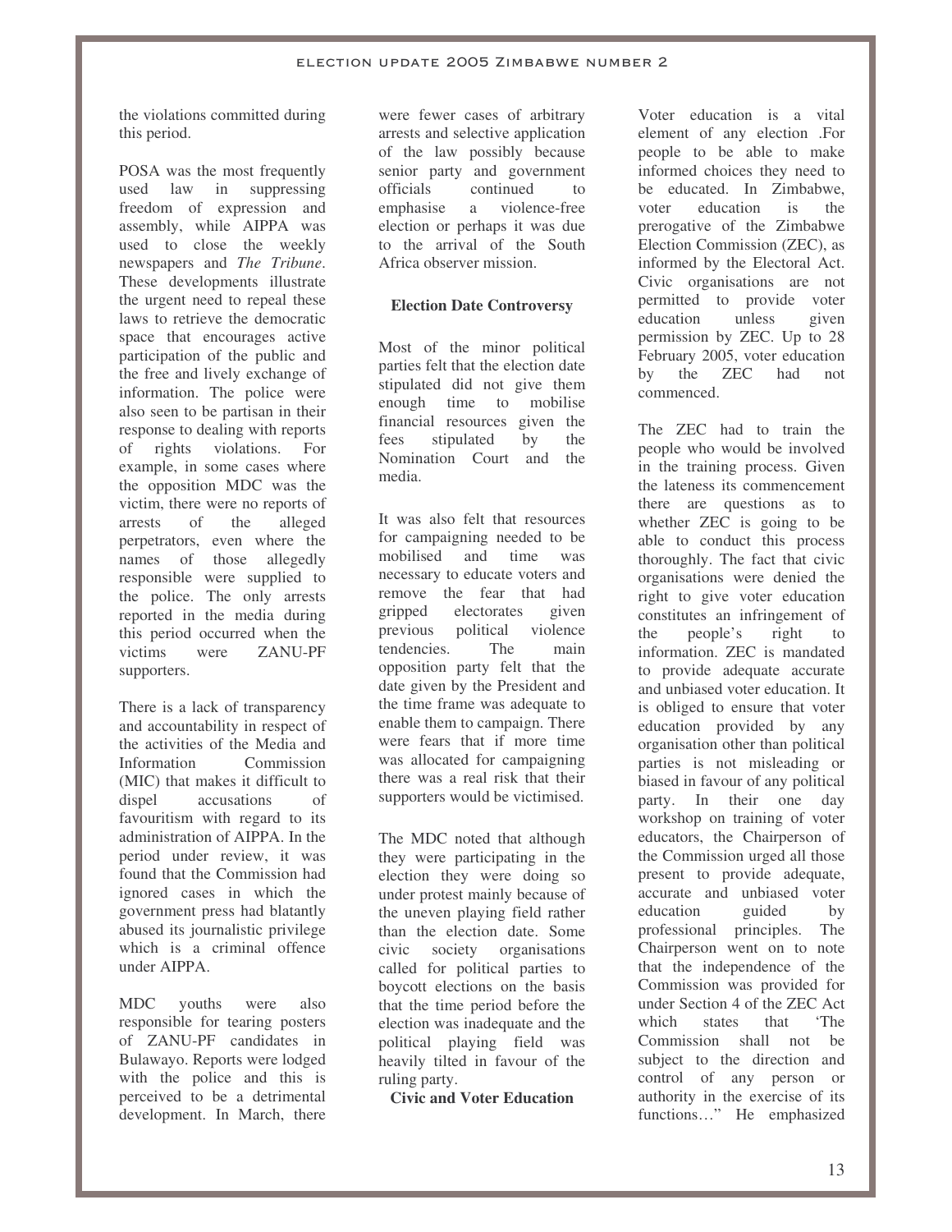the violations committed during this period.

POSA was the most frequently used law in suppressing freedom of expression and assembly, while AIPPA was used to close the weekly newspapers and *The Tribune*. These developments illustrate the urgent need to repeal these laws to retrieve the democratic space that encourages active participation of the public and the free and lively exchange of information. The police were also seen to be partisan in their response to dealing with reports of rights violations. For example, in some cases where the opposition MDC was the victim, there were no reports of arrests of the alleged perpetrators, even where the names of those allegedly responsible were supplied to the police. The only arrests reported in the media during this period occurred when the victims were ZANU-PF supporters.

There is a lack of transparency and accountability in respect of the activities of the Media and Information Commission (MIC) that makes it difficult to dispel accusations of favouritism with regard to its administration of AIPPA. In the period under review, it was found that the Commission had ignored cases in which the government press had blatantly abused its journalistic privilege which is a criminal offence under AIPPA.

MDC youths were also responsible for tearing posters of ZANU-PF candidates in Bulawayo. Reports were lodged with the police and this is perceived to be a detrimental development. In March, there were fewer cases of arbitrary arrests and selective application of the law possibly because senior party and government officials continued to emphasise a violence-free election or perhaps it was due to the arrival of the South Africa observer mission.

**Election Date Controversy**

Most of the minor political parties felt that the election date stipulated did not give them enough time to mobilise financial resources given the fees stipulated by the Nomination Court and the media.

It was also felt that resources for campaigning needed to be mobilised and time was necessary to educate voters and remove the fear that had gripped electorates given previous political violence tendencies. The main opposition party felt that the date given by the President and the time frame was adequate to enable them to campaign. There were fears that if more time was allocated for campaigning there was a real risk that their supporters would be victimised.

The MDC noted that although they were participating in the election they were doing so under protest mainly because of the uneven playing field rather than the election date. Some civic society organisations called for political parties to boycott elections on the basis that the time period before the election was inadequate and the political playing field was heavily tilted in favour of the ruling party.

**Civic and Voter Education**

Voter education is a vital element of any election .For people to be able to make informed choices they need to be educated. In Zimbabwe, voter education is the prerogative of the Zimbabwe Election Commission (ZEC), as informed by the Electoral Act. Civic organisations are not permitted to provide voter education unless given permission by ZEC. Up to 28 February 2005, voter education by the ZEC had not commenced.

The ZEC had to train the people who would be involved in the training process. Given the lateness its commencement there are questions as to whether ZEC is going to be able to conduct this process thoroughly. The fact that civic organisations were denied the right to give voter education constitutes an infringement of the people's right to information. ZEC is mandated to provide adequate accurate and unbiased voter education. It is obliged to ensure that voter education provided by any organisation other than political parties is not misleading or biased in favour of any political party. In their one day workshop on training of voter educators, the Chairperson of the Commission urged all those present to provide adequate, accurate and unbiased voter education guided by professional principles. The Chairperson went on to note that the independence of the Commission was provided for under Section 4 of the ZEC Act which states that 'The Commission shall not be subject to the direction and control of any person or authority in the exercise of its functions…" He emphasized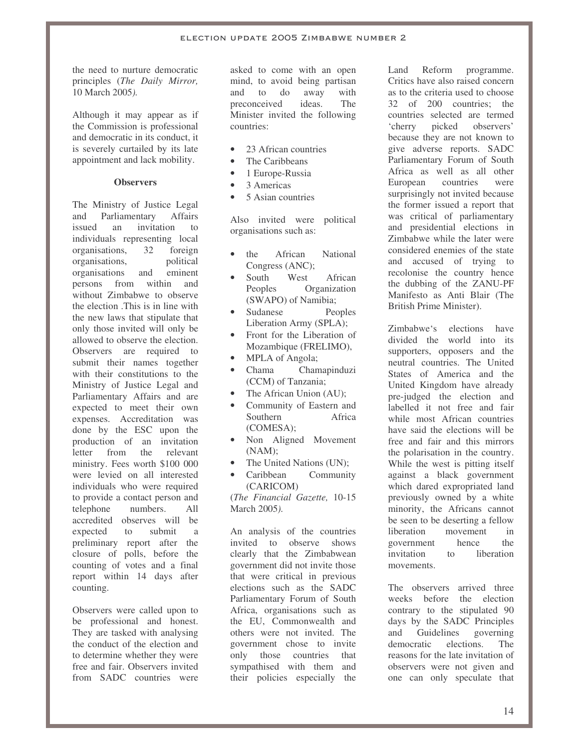the need to nurture democratic principles (*The Daily Mirror,* 10 March 2005*).*

Although it may appear as if the Commission is professional and democratic in its conduct, it is severely curtailed by its late appointment and lack mobility.

**Observers**

The Ministry of Justice Legal and Parliamentary Affairs issued an invitation to individuals representing local organisations, 32 foreign organisations, political organisations and eminent persons from within and without Zimbabwe to observe the election .This is in line with the new laws that stipulate that only those invited will only be allowed to observe the election. Observers are required to submit their names together with their constitutions to the Ministry of Justice Legal and Parliamentary Affairs and are expected to meet their own expenses. Accreditation was done by the ESC upon the production of an invitation letter from the relevant ministry. Fees worth $100 000 were levied on all interested individuals who were required to provide a contact person and telephone numbers. All accredited observes will be expected to submit a preliminary report after the closure of polls, before the counting of votes and a final report within 14 days after counting.

Observers were called upon to be professional and honest. They are tasked with analysing the conduct of the election and to determine whether they were free and fair. Observers invited from SADC countries were asked to come with an open mind, to avoid being partisan and to do away with preconceived ideas. The Minister invited the following countries:

- 23 African countries
- The Caribbeans
- 1 Europe-Russia
- 3 Americas
- 5 Asian countries

Also invited were political organisations such as:

- the African National Congress (ANC);
- South West African Peoples Organization (SWAPO) of Namibia;
- Sudanese Peoples Liberation Army (SPLA);
- Front for the Liberation of Mozambique (FRELIMO),
- MPLA of Angola;
- Chama Chamapinduzi (CCM) of Tanzania;
- The African Union (AU);
- Community of Eastern and Southern Africa (COMESA);
- Non Aligned Movement (NAM);
- The United Nations (UN);
- Caribbean Community (CARICOM)

(*The Financial Gazette,* 10-15 March 2005*).*

An analysis of the countries invited to observe shows clearly that the Zimbabwean government did not invite those that were critical in previous elections such as the SADC Parliamentary Forum of South Africa, organisations such as the EU, Commonwealth and others were not invited. The government chose to invite only those countries that sympathised with them and their policies especially the Land Reform programme. Critics have also raised concern as to the criteria used to choose 32 of 200 countries; the countries selected are termed 'cherry picked observers' because they are not known to give adverse reports. SADC Parliamentary Forum of South Africa as well as all other European countries were surprisingly not invited because the former issued a report that was critical of parliamentary and presidential elections in Zimbabwe while the later were considered enemies of the state and accused of trying to recolonise the country hence the dubbing of the ZANU-PF Manifesto as Anti Blair (The British Prime Minister).

Zimbabwe's elections have divided the world into its supporters, opposers and the neutral countries. The United States of America and the United Kingdom have already pre-judged the election and labelled it not free and fair while most African countries have said the elections will be free and fair and this mirrors the polarisation in the country. While the west is pitting itself against a black government which dared expropriated land previously owned by a white minority, the Africans cannot be seen to be deserting a fellow liberation movement in government hence the invitation to liberation movements.

The observers arrived three weeks before the election contrary to the stipulated 90 days by the SADC Principles and Guidelines governing democratic elections. The reasons for the late invitation of observers were not given and one can only speculate that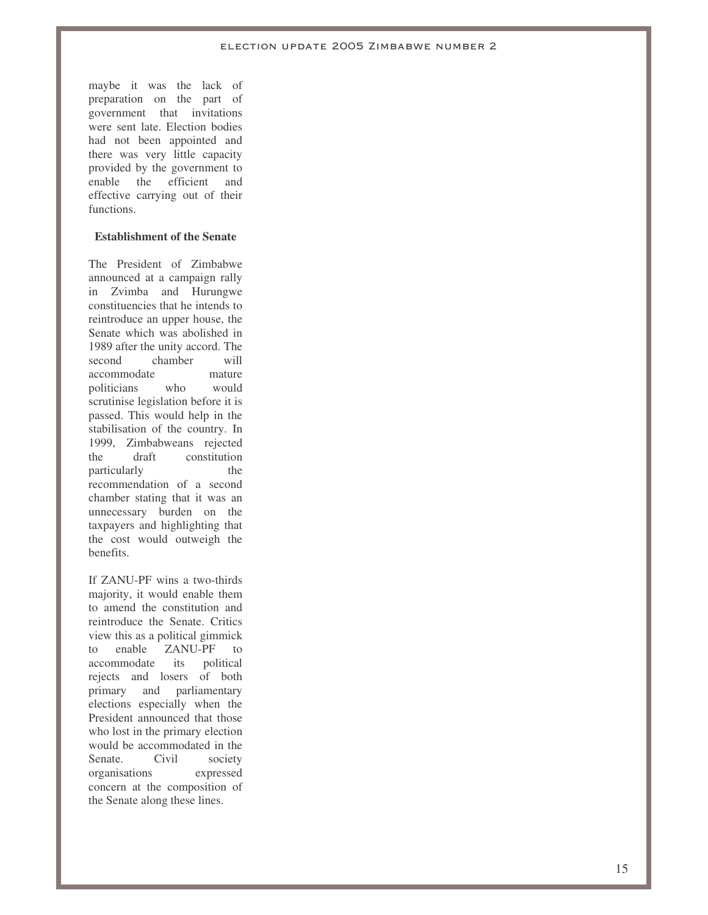maybe it was the lack of preparation on the part of government that invitations were sent late. Election bodies had not been appointed and there was very little capacity provided by the government to enable the efficient and effective carrying out of their functions.

**Establishment of the Senate**

The President of Zimbabwe announced at a campaign rally in Zvimba and Hurungwe constituencies that he intends to reintroduce an upper house, the Senate which was abolished in 1989 after the unity accord. The second chamber will accommodate mature politicians who would scrutinise legislation before it is passed. This would help in the stabilisation of the country. In 1999, Zimbabweans rejected the draft constitution particularly the recommendation of a second chamber stating that it was an unnecessary burden on the taxpayers and highlighting that the cost would outweigh the benefits.

If ZANU-PF wins a two-thirds majority, it would enable them to amend the constitution and reintroduce the Senate. Critics view this as a political gimmick to enable ZANU-PF to accommodate its political rejects and losers of both primary and parliamentary elections especially when the President announced that those who lost in the primary election would be accommodated in the Senate. Civil society organisations expressed concern at the composition of the Senate along these lines.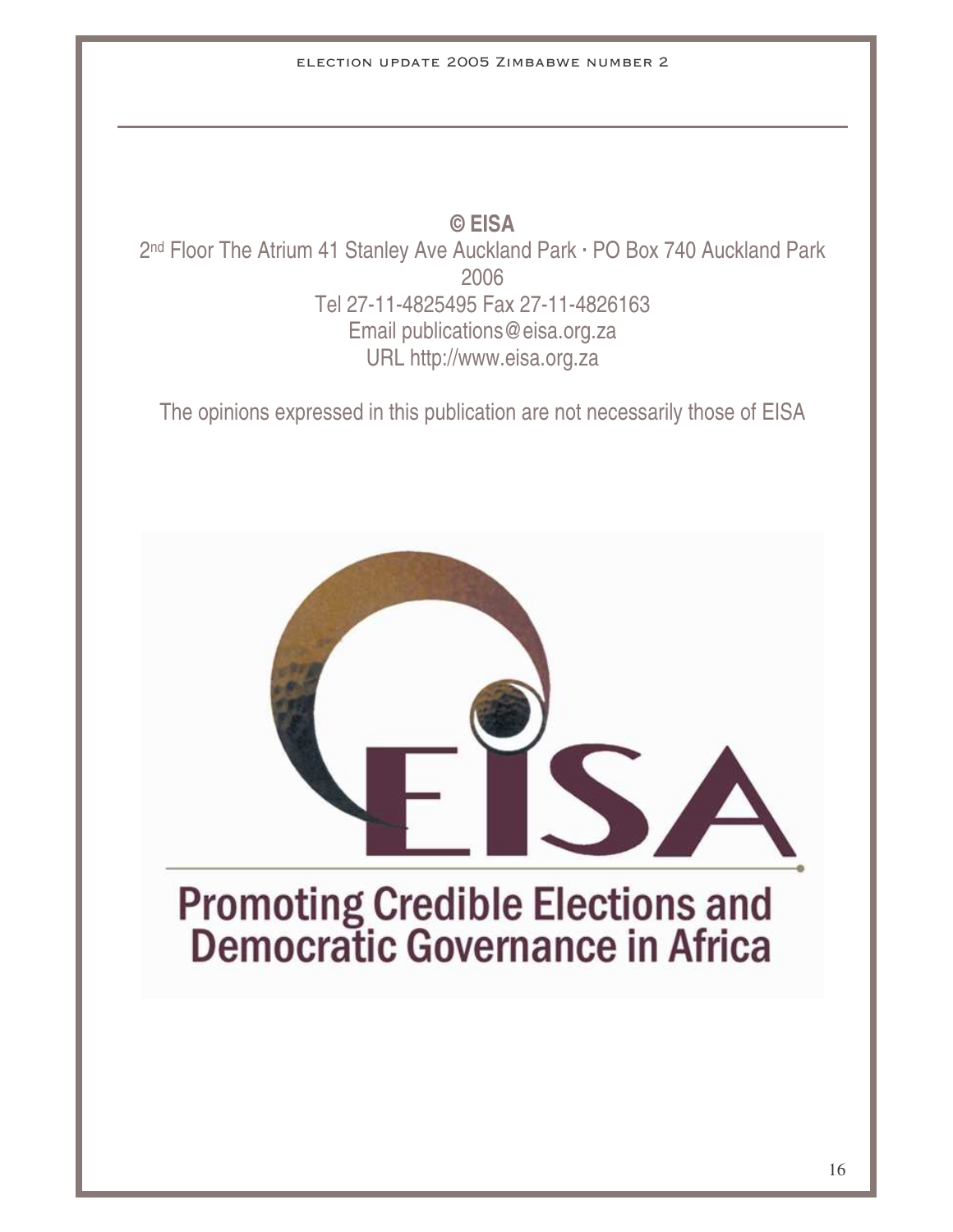**© EISA**

2nd Floor The Atrium 41 Stanley Ave Auckland Park · PO Box 740 Auckland Park 2006

Tel 27-11-4825495 Fax 27-11-4826163

Email publications@eisa.org.za

URL http://www.eisa.org.za

The opinions expressed in this publication are not necessarily those of EISA

EISA

Promoting Credible Elections and Democratic Governance in Africa